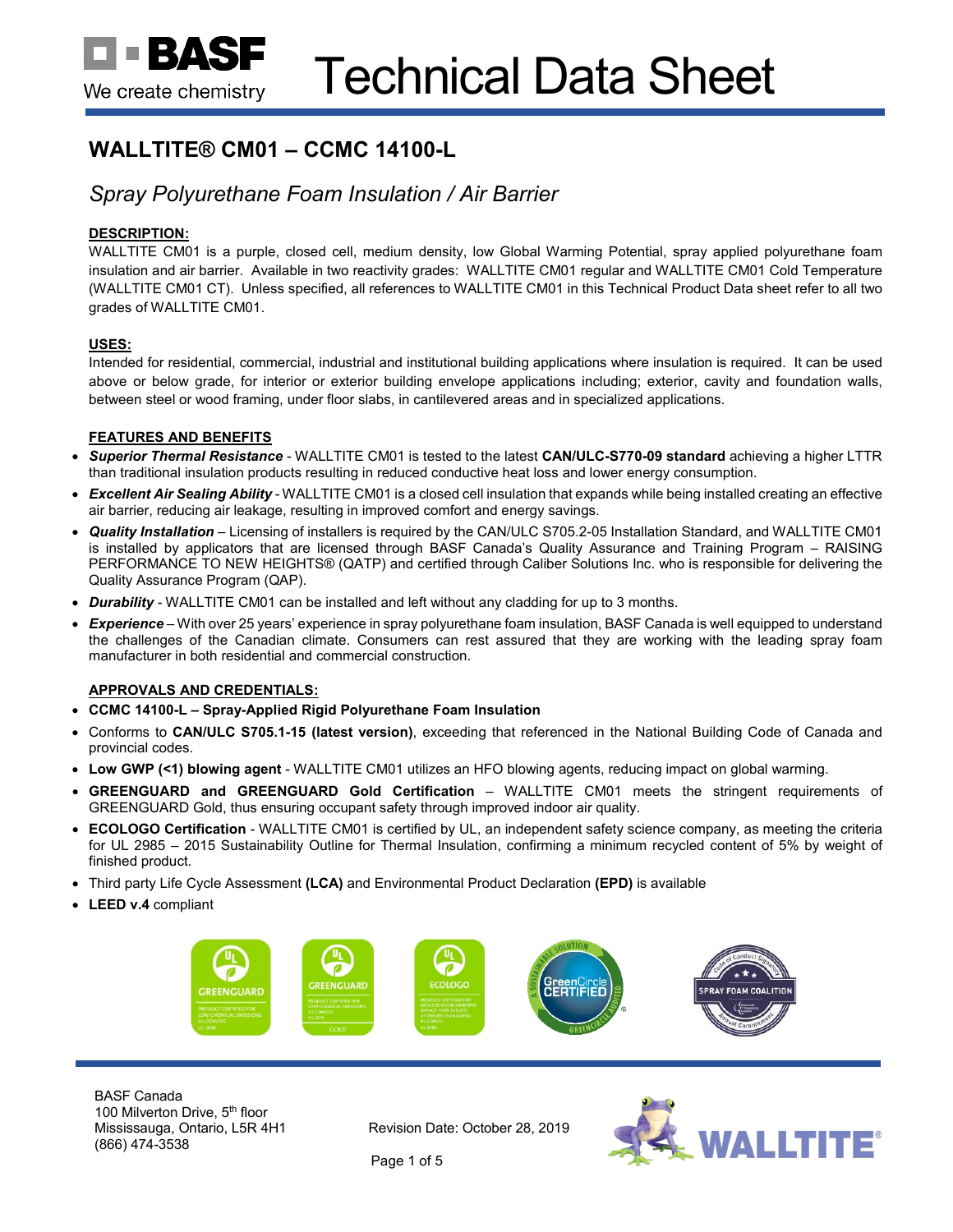# Technical Data Sheet

## WALLTITE® CM01 – CCMC 14100-L

### *Spray Polyurethane Foam Insulation / Air Barrier*

**DESCRIPTION:**

WALLTITE CM01 is a purple, closed cell, medium density, low Global Warming Potential, spray applied polyurethane foam insulation and air barrier. Available in two reactivity grades: WALLTITE CM01 regular and WALLTITE CM01 Cold Temperature (WALLTITE CM01 CT). Unless specified, all references to WALLTITE CM01 in this Technical Product Data sheet refer to all two grades of WALLTITE CM01.

**USES:**

Intended for residential, commercial, industrial and institutional building applications where insulation is required. It can be used above or below grade, for interior or exterior building envelope applications including; exterior, cavity and foundation walls, between steel or wood framing, under floor slabs, in cantilevered areas and in specialized applications.

**FEATURES AND BENEFITS**

- ***Superior Thermal Resistance*** - WALLTITE CM01 is tested to the latest **CAN/ULC-S770-09 standard** achieving a higher LTTR than traditional insulation products resulting in reduced conductive heat loss and lower energy consumption.
- ***Excellent Air Sealing Ability*** - WALLTITE CM01 is a closed cell insulation that expands while being installed creating an effective air barrier, reducing air leakage, resulting in improved comfort and energy savings.
- ***Quality Installation*** – Licensing of installers is required by the CAN/ULC S705.2-05 Installation Standard, and WALLTITE CM01 is installed by applicators that are licensed through BASF Canada's Quality Assurance and Training Program – RAISING PERFORMANCE TO NEW HEIGHTS® (QATP) and certified through Caliber Solutions Inc. who is responsible for delivering the Quality Assurance Program (QAP).
- ***Durability*** - WALLTITE CM01 can be installed and left without any cladding for up to 3 months.
- ***Experience*** – With over 25 years' experience in spray polyurethane foam insulation, BASF Canada is well equipped to understand the challenges of the Canadian climate. Consumers can rest assured that they are working with the leading spray foam manufacturer in both residential and commercial construction.

**APPROVALS AND CREDENTIALS:**

- **CCMC 14100-L – Spray-Applied Rigid Polyurethane Foam Insulation**
- Conforms to **CAN/ULC S705.1-15 (latest version)**, exceeding that referenced in the National Building Code of Canada and provincial codes.
- **Low GWP (<1) blowing agent** - WALLTITE CM01 utilizes an HFO blowing agents, reducing impact on global warming.
- **GREENGUARD and GREENGUARD Gold Certification** – WALLTITE CM01 meets the stringent requirements of GREENGUARD Gold, thus ensuring occupant safety through improved indoor air quality.
- **ECOLOGO Certification** - WALLTITE CM01 is certified by UL, an independent safety science company, as meeting the criteria for UL 2985 – 2015 Sustainability Outline for Thermal Insulation, confirming a minimum recycled content of 5% by weight of finished product.
- Third party Life Cycle Assessment **(LCA)** and Environmental Product Declaration **(EPD)** is available
- **LEED v.4** compliant

BASF Canada
100 Milverton Drive, 5th floor
Mississauga, Ontario, L5R 4H1
(866) 474-3538

Revision Date: October 28, 2019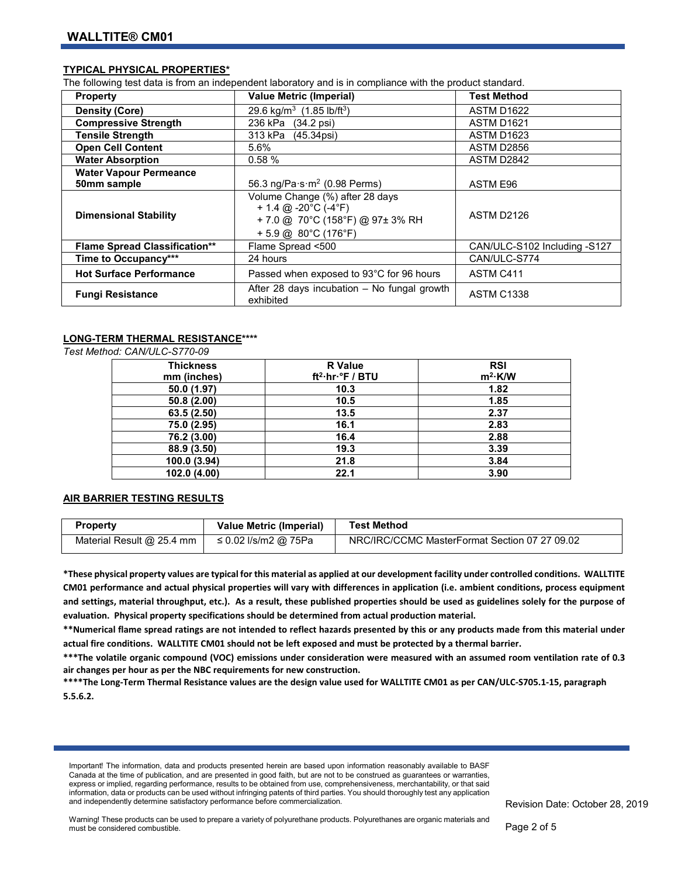## TYPICAL PHYSICAL PROPERTIES*

The following test data is from an independent laboratory and is in compliance with the product standard.

| Property | Value Metric (Imperial) | Test Method |
|---|---|---|
| **Density (Core)** | 29.6 kg/m$^3$ (1.85 lb/ft$^3$) | ASTM D1622 |
| **Compressive Strength** | 236 kPa (34.2 psi) | ASTM D1621 |
| **Tensile Strength** | 313 kPa (45.34psi) | ASTM D1623 |
| **Open Cell Content** | 5.6% | ASTM D2856 |
| **Water Absorption** | 0.58 % | ASTM D2842 |
| **Water Vapour Permeance 50mm sample** | 56.3 ng/Pa·s·m$^2$ (0.98 Perms) | ASTM E96 |
| **Dimensional Stability** | Volume Change (%) after 28 days<br>+ 1.4 @ -20°C (-4°F)<br>+ 7.0 @ 70°C (158°F) @ 97± 3% RH<br>+ 5.9 @ 80°C (176°F) | ASTM D2126 |
| **Flame Spread Classification**** | Flame Spread <500 | CAN/ULC-S102 Including -S127 |
| **Time to Occupancy***** | 24 hours | CAN/ULC-S774 |
| **Hot Surface Performance** | Passed when exposed to 93°C for 96 hours | ASTM C411 |
| **Fungi Resistance** | After 28 days incubation – No fungal growth exhibited | ASTM C1338 |

## LONG-TERM THERMAL RESISTANCE****

*Test Method: CAN/ULC-S770-09*

| Thickness mm (inches) | R Value ft$^2$·hr·°F / BTU | RSI m$^2$·K/W |
|---|---|---|
| **50.0 (1.97)** | **10.3** | **1.82** |
| **50.8 (2.00)** | **10.5** | **1.85** |
| **63.5 (2.50)** | **13.5** | **2.37** |
| **75.0 (2.95)** | **16.1** | **2.83** |
| **76.2 (3.00)** | **16.4** | **2.88** |
| **88.9 (3.50)** | **19.3** | **3.39** |
| **100.0 (3.94)** | **21.8** | **3.84** |
| **102.0 (4.00)** | **22.1** | **3.90** |

## AIR BARRIER TESTING RESULTS

| Property | Value Metric (Imperial) | Test Method |
|---|---|---|
| Material Result @ 25.4 mm | ≤ 0.02 l/s/m2 @ 75Pa | NRC/IRC/CCMC MasterFormat Section 07 27 09.02 |

**\*These physical property values are typical for this material as applied at our development facility under controlled conditions. WALLTITE CM01 performance and actual physical properties will vary with differences in application (i.e. ambient conditions, process equipment and settings, material throughput, etc.). As a result, these published properties should be used as guidelines solely for the purpose of evaluation. Physical property specifications should be determined from actual production material.**

**\*\*Numerical flame spread ratings are not intended to reflect hazards presented by this or any products made from this material under actual fire conditions. WALLTITE CM01 should not be left exposed and must be protected by a thermal barrier.**

**\*\*\*The volatile organic compound (VOC) emissions under consideration were measured with an assumed room ventilation rate of 0.3 air changes per hour as per the NBC requirements for new construction.**

**\*\*\*\*The Long-Term Thermal Resistance values are the design value used for WALLTITE CM01 as per CAN/ULC-S705.1-15, paragraph 5.5.6.2.**

Important! The information, data and products presented herein are based upon information reasonably available to BASF Canada at the time of publication, and are presented in good faith, but are not to be construed as guarantees or warranties, express or implied, regarding performance, results to be obtained from use, comprehensiveness, merchantability, or that said information, data or products can be used without infringing patents of third parties. You should thoroughly test any application and independently determine satisfactory performance before commercialization.

Revision Date: October 28, 2019

Warning! These products can be used to prepare a variety of polyurethane products. Polyurethanes are organic materials and must be considered combustible.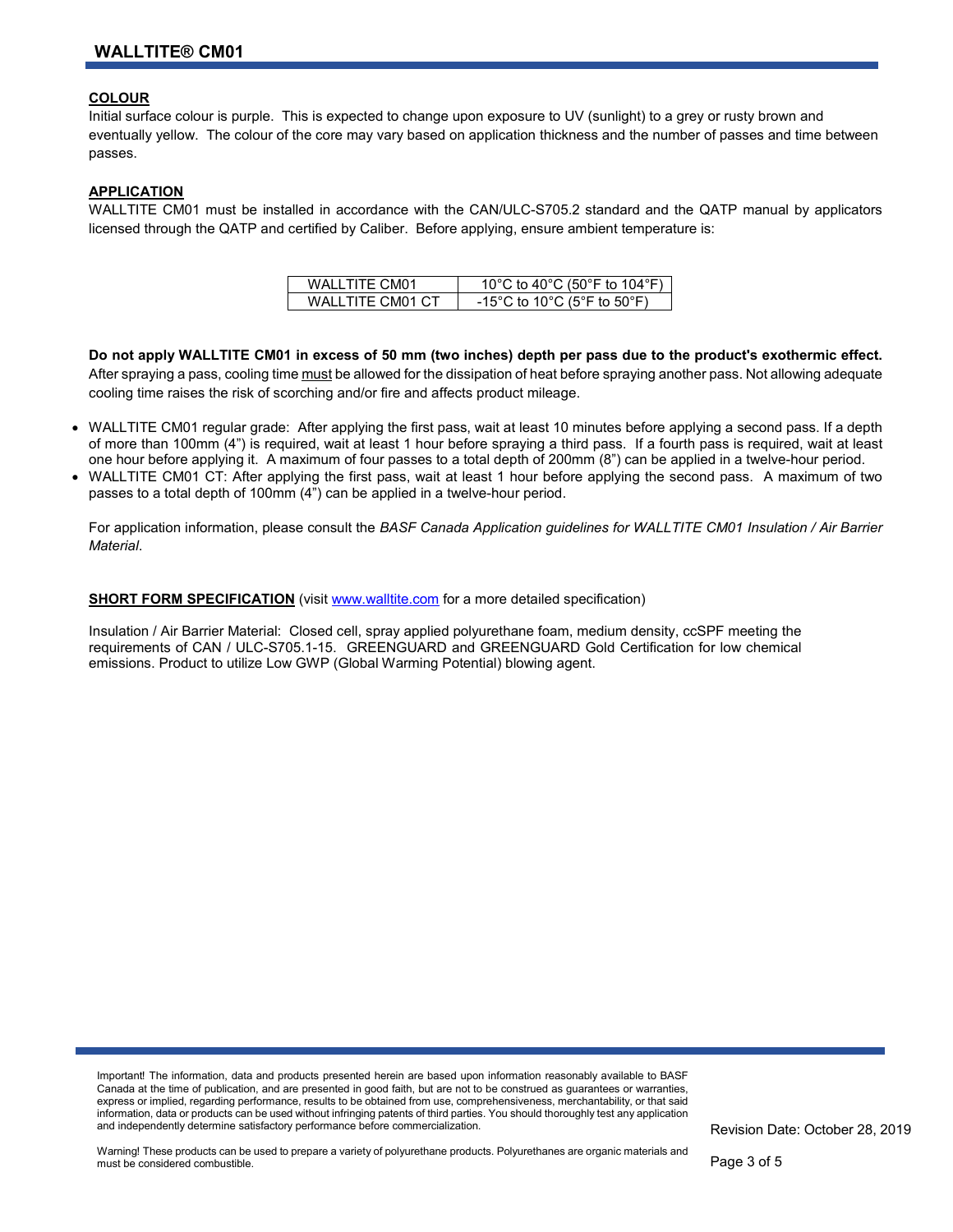## COLOUR

Initial surface colour is purple. This is expected to change upon exposure to UV (sunlight) to a grey or rusty brown and eventually yellow. The colour of the core may vary based on application thickness and the number of passes and time between passes.

## APPLICATION

WALLTITE CM01 must be installed in accordance with the CAN/ULC-S705.2 standard and the QATP manual by applicators licensed through the QATP and certified by Caliber. Before applying, ensure ambient temperature is:

| WALLTITE CM01 | 10°C to 40°C (50°F to 104°F) |
|---|---|
| WALLTITE CM01 CT | -15°C to 10°C (5°F to 50°F) |

**Do not apply WALLTITE CM01 in excess of 50 mm (two inches) depth per pass due to the product's exothermic effect.** After spraying a pass, cooling time must be allowed for the dissipation of heat before spraying another pass. Not allowing adequate cooling time raises the risk of scorching and/or fire and affects product mileage.

- WALLTITE CM01 regular grade: After applying the first pass, wait at least 10 minutes before applying a second pass. If a depth of more than 100mm (4") is required, wait at least 1 hour before spraying a third pass. If a fourth pass is required, wait at least one hour before applying it. A maximum of four passes to a total depth of 200mm (8") can be applied in a twelve-hour period.
- WALLTITE CM01 CT: After applying the first pass, wait at least 1 hour before applying the second pass. A maximum of two passes to a total depth of 100mm (4") can be applied in a twelve-hour period.

For application information, please consult the *BASF Canada Application guidelines for WALLTITE CM01 Insulation / Air Barrier Material*.

**SHORT FORM SPECIFICATION** (visit www.walltite.com for a more detailed specification)

Insulation / Air Barrier Material: Closed cell, spray applied polyurethane foam, medium density, ccSPF meeting the requirements of CAN / ULC-S705.1-15. GREENGUARD and GREENGUARD Gold Certification for low chemical emissions. Product to utilize Low GWP (Global Warming Potential) blowing agent.

Important! The information, data and products presented herein are based upon information reasonably available to BASF Canada at the time of publication, and are presented in good faith, but are not to be construed as guarantees or warranties, express or implied, regarding performance, results to be obtained from use, comprehensiveness, merchantability, or that said information, data or products can be used without infringing patents of third parties. You should thoroughly test any application and independently determine satisfactory performance before commercialization.

Warning! These products can be used to prepare a variety of polyurethane products. Polyurethanes are organic materials and must be considered combustible.

Revision Date: October 28, 2019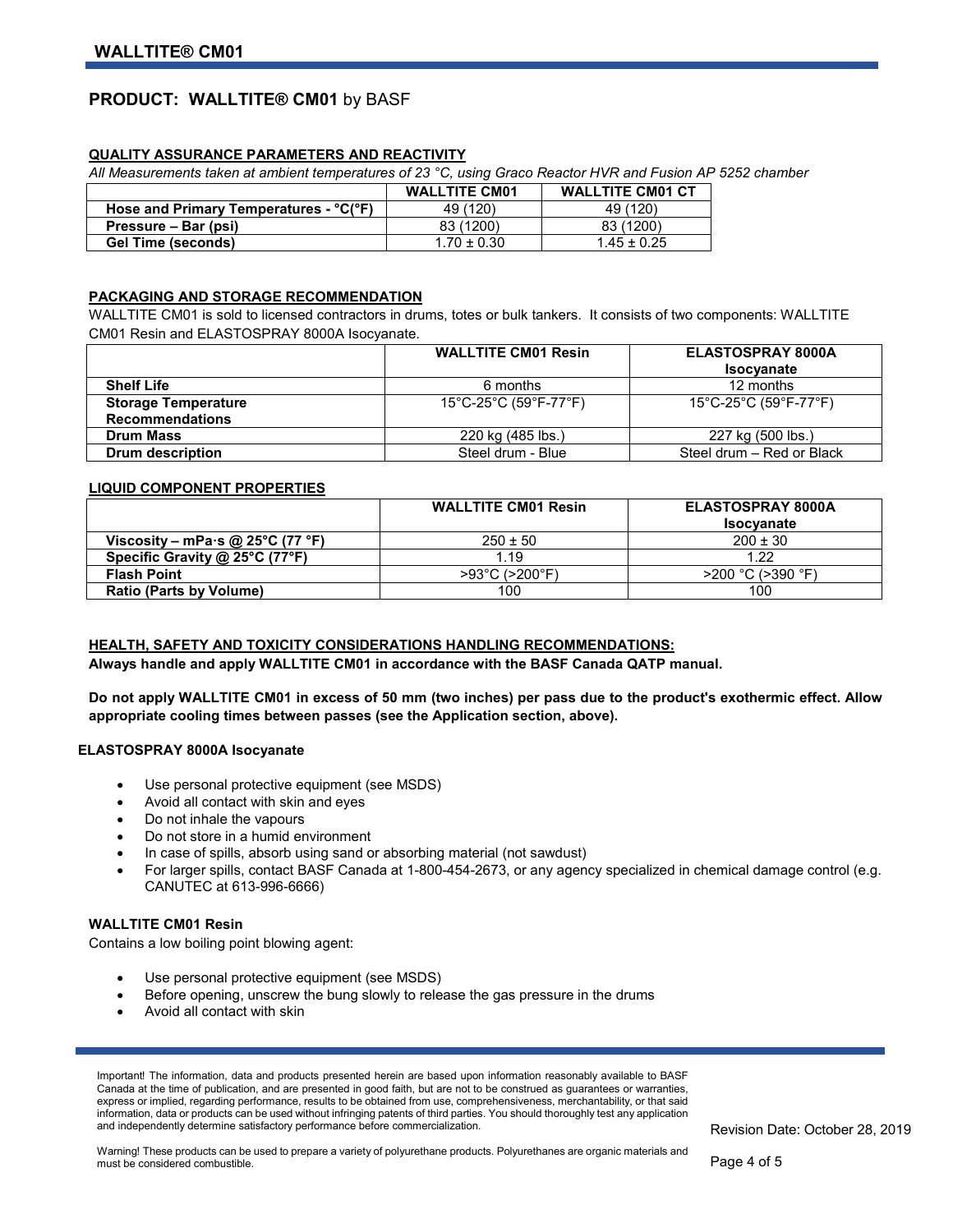## PRODUCT: WALLTITE® CM01 by BASF

### QUALITY ASSURANCE PARAMETERS AND REACTIVITY

*All Measurements taken at ambient temperatures of 23 °C, using Graco Reactor HVR and Fusion AP 5252 chamber*

| | WALLTITE CM01 | WALLTITE CM01 CT |
|---|---|---|
| **Hose and Primary Temperatures - °C(°F)** | 49 (120) | 49 (120) |
| **Pressure – Bar (psi)** | 83 (1200) | 83 (1200) |
| **Gel Time (seconds)** | 1.70 ± 0.30 | 1.45 ± 0.25 |

### PACKAGING AND STORAGE RECOMMENDATION

WALLTITE CM01 is sold to licensed contractors in drums, totes or bulk tankers. It consists of two components: WALLTITE CM01 Resin and ELASTOSPRAY 8000A Isocyanate.

| | WALLTITE CM01 Resin | ELASTOSPRAY 8000A Isocyanate |
|---|---|---|
| **Shelf Life** | 6 months | 12 months |
| **Storage Temperature Recommendations** | 15°C-25°C (59°F-77°F) | 15°C-25°C (59°F-77°F) |
| **Drum Mass** | 220 kg (485 lbs.) | 227 kg (500 lbs.) |
| **Drum description** | Steel drum - Blue | Steel drum – Red or Black |

### LIQUID COMPONENT PROPERTIES

| | WALLTITE CM01 Resin | ELASTOSPRAY 8000A Isocyanate |
|---|---|---|
| **Viscosity – mPa·s @ 25°C (77 °F)** | 250 ± 50 | 200 ± 30 |
| **Specific Gravity @ 25°C (77°F)** | 1.19 | 1.22 |
| **Flash Point** | >93°C (>200°F) | >200 °C (>390 °F) |
| **Ratio (Parts by Volume)** | 100 | 100 |

### HEALTH, SAFETY AND TOXICITY CONSIDERATIONS HANDLING RECOMMENDATIONS:

**Always handle and apply WALLTITE CM01 in accordance with the BASF Canada QATP manual.**

**Do not apply WALLTITE CM01 in excess of 50 mm (two inches) per pass due to the product's exothermic effect. Allow appropriate cooling times between passes (see the Application section, above).**

#### ELASTOSPRAY 8000A Isocyanate

- Use personal protective equipment (see MSDS)
- Avoid all contact with skin and eyes
- Do not inhale the vapours
- Do not store in a humid environment
- In case of spills, absorb using sand or absorbing material (not sawdust)
- For larger spills, contact BASF Canada at 1-800-454-2673, or any agency specialized in chemical damage control (e.g. CANUTEC at 613-996-6666)

#### WALLTITE CM01 Resin

Contains a low boiling point blowing agent:

- Use personal protective equipment (see MSDS)
- Before opening, unscrew the bung slowly to release the gas pressure in the drums
- Avoid all contact with skin

Important! The information, data and products presented herein are based upon information reasonably available to BASF Canada at the time of publication, and are presented in good faith, but are not to be construed as guarantees or warranties, express or implied, regarding performance, results to be obtained from use, comprehensiveness, merchantability, or that said information, data or products can be used without infringing patents of third parties. You should thoroughly test any application and independently determine satisfactory performance before commercialization.

Revision Date: October 28, 2019

Warning! These products can be used to prepare a variety of polyurethane products. Polyurethanes are organic materials and must be considered combustible.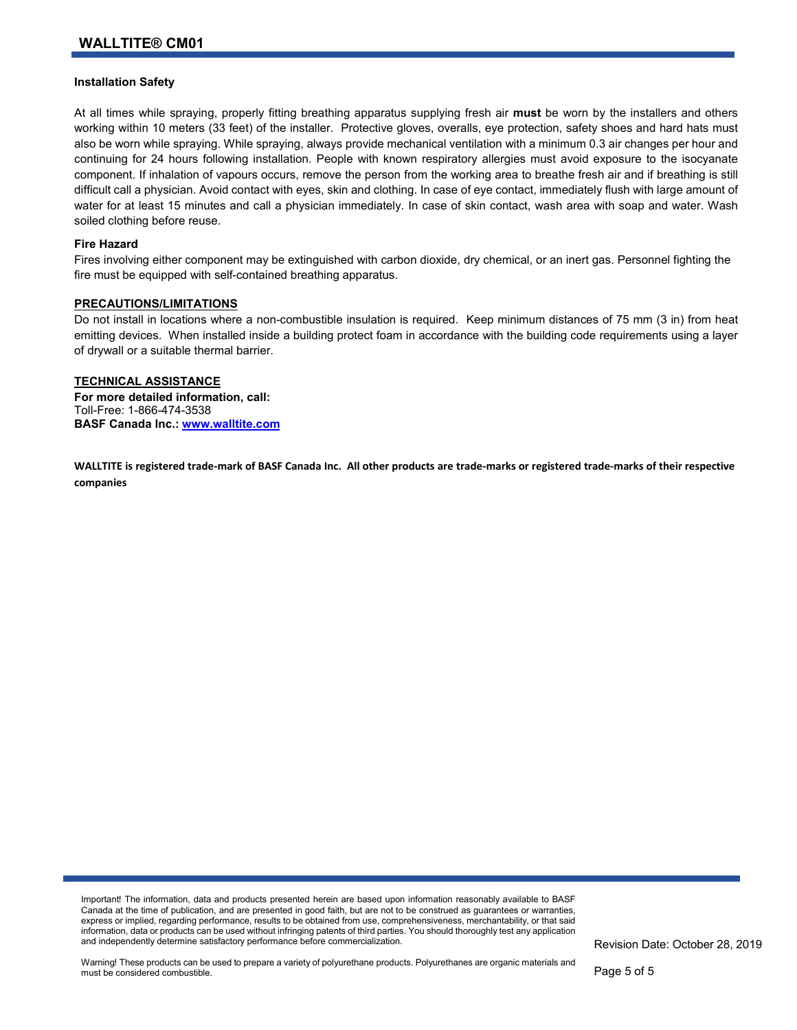**Installation Safety**

At all times while spraying, properly fitting breathing apparatus supplying fresh air **must** be worn by the installers and others working within 10 meters (33 feet) of the installer. Protective gloves, overalls, eye protection, safety shoes and hard hats must also be worn while spraying. While spraying, always provide mechanical ventilation with a minimum 0.3 air changes per hour and continuing for 24 hours following installation. People with known respiratory allergies must avoid exposure to the isocyanate component. If inhalation of vapours occurs, remove the person from the working area to breathe fresh air and if breathing is still difficult call a physician. Avoid contact with eyes, skin and clothing. In case of eye contact, immediately flush with large amount of water for at least 15 minutes and call a physician immediately. In case of skin contact, wash area with soap and water. Wash soiled clothing before reuse.

**Fire Hazard**

Fires involving either component may be extinguished with carbon dioxide, dry chemical, or an inert gas. Personnel fighting the fire must be equipped with self-contained breathing apparatus.

## PRECAUTIONS/LIMITATIONS

Do not install in locations where a non-combustible insulation is required. Keep minimum distances of 75 mm (3 in) from heat emitting devices. When installed inside a building protect foam in accordance with the building code requirements using a layer of drywall or a suitable thermal barrier.

## TECHNICAL ASSISTANCE

**For more detailed information, call:**
Toll-Free: 1-866-474-3538
**BASF Canada Inc.: www.walltite.com**

**WALLTITE is registered trade-mark of BASF Canada Inc. All other products are trade-marks or registered trade-marks of their respective companies**

Important! The information, data and products presented herein are based upon information reasonably available to BASF Canada at the time of publication, and are presented in good faith, but are not to be construed as guarantees or warranties, express or implied, regarding performance, results to be obtained from use, comprehensiveness, merchantability, or that said information, data or products can be used without infringing patents of third parties. You should thoroughly test any application and independently determine satisfactory performance before commercialization.

Revision Date: October 28, 2019

Warning! These products can be used to prepare a variety of polyurethane products. Polyurethanes are organic materials and must be considered combustible.